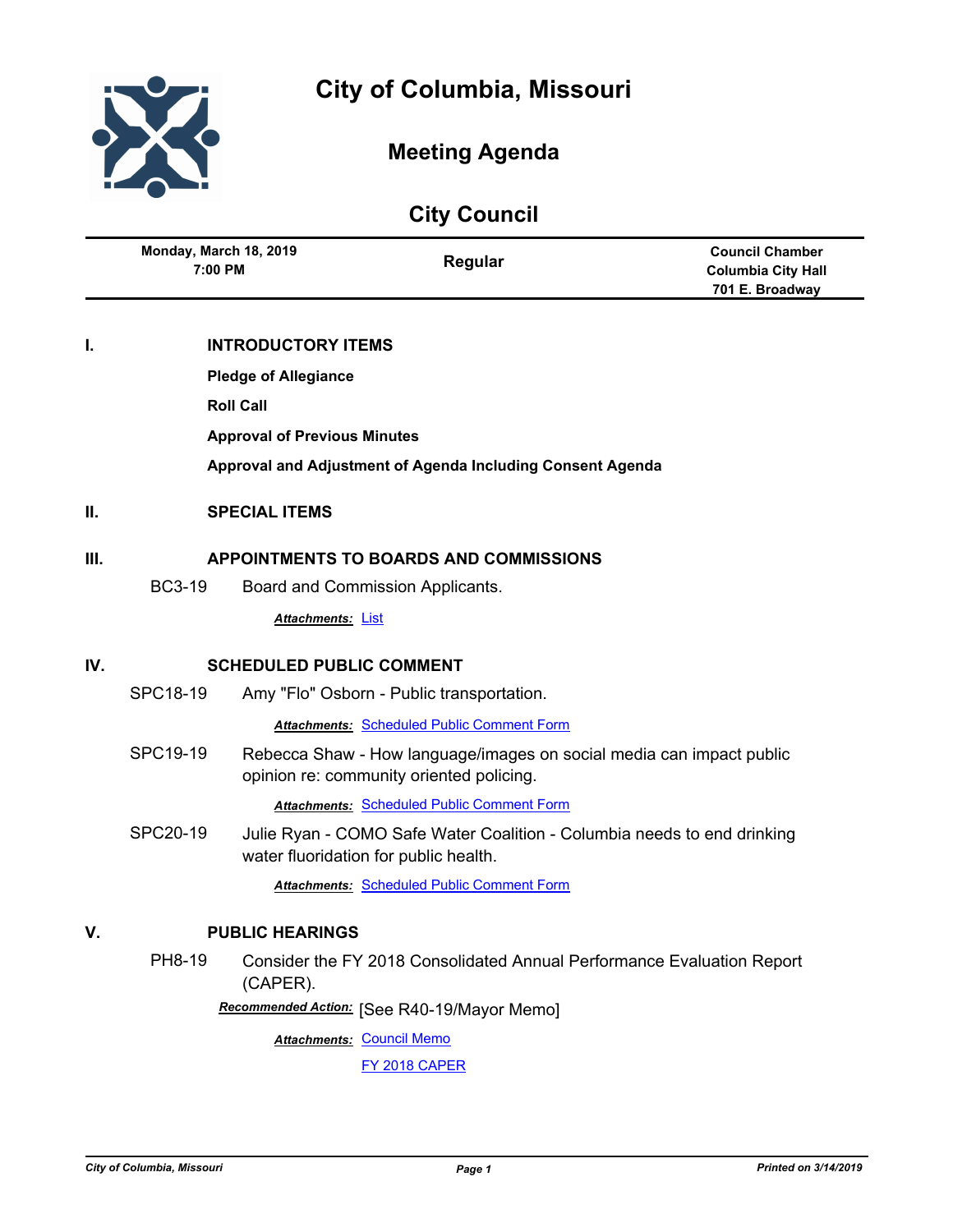# City of Columbia, Missouri

## Meeting Agenda

## City Council

| Monday, March 18, 2019 7:00 PM | Regular | Council Chamber Columbia City Hall 701 E. Broadway |
|---|---|---|

## I. INTRODUCTORY ITEMS

**Pledge of Allegiance**

**Roll Call**

**Approval of Previous Minutes**

**Approval and Adjustment of Agenda Including Consent Agenda**

## II. SPECIAL ITEMS

## III. APPOINTMENTS TO BOARDS AND COMMISSIONS

BC3-19 Board and Commission Applicants.

***Attachments:*** List

## IV. SCHEDULED PUBLIC COMMENT

SPC18-19 Amy "Flo" Osborn - Public transportation.

***Attachments:*** Scheduled Public Comment Form

SPC19-19 Rebecca Shaw - How language/images on social media can impact public opinion re: community oriented policing.

***Attachments:*** Scheduled Public Comment Form

SPC20-19 Julie Ryan - COMO Safe Water Coalition - Columbia needs to end drinking water fluoridation for public health.

***Attachments:*** Scheduled Public Comment Form

## V. PUBLIC HEARINGS

PH8-19 Consider the FY 2018 Consolidated Annual Performance Evaluation Report (CAPER).

***Recommended Action:*** [See R40-19/Mayor Memo]

***Attachments:*** Council Memo

FY 2018 CAPER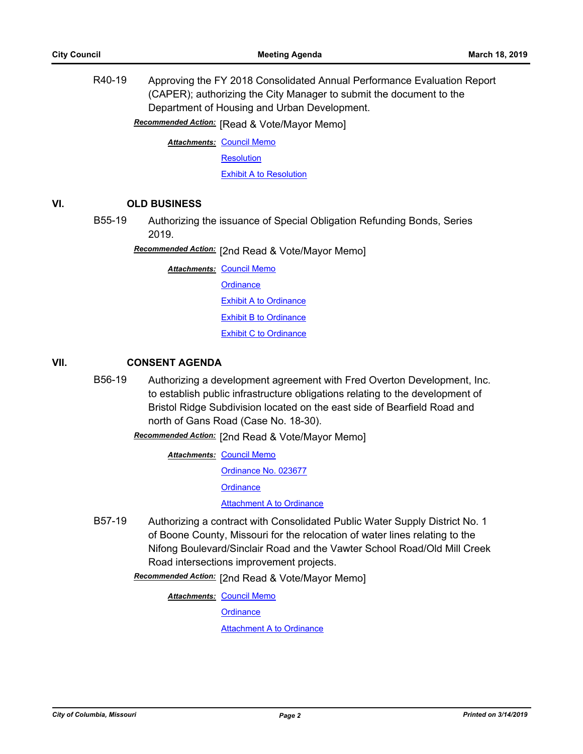R40-19 Approving the FY 2018 Consolidated Annual Performance Evaluation Report (CAPER); authorizing the City Manager to submit the document to the Department of Housing and Urban Development.

***Recommended Action:*** [Read & Vote/Mayor Memo]

***Attachments:*** Council Memo
Resolution
Exhibit A to Resolution

## VI. OLD BUSINESS

B55-19 Authorizing the issuance of Special Obligation Refunding Bonds, Series 2019.

***Recommended Action:*** [2nd Read & Vote/Mayor Memo]

***Attachments:*** Council Memo
Ordinance
Exhibit A to Ordinance
Exhibit B to Ordinance
Exhibit C to Ordinance

## VII. CONSENT AGENDA

B56-19 Authorizing a development agreement with Fred Overton Development, Inc. to establish public infrastructure obligations relating to the development of Bristol Ridge Subdivision located on the east side of Bearfield Road and north of Gans Road (Case No. 18-30).

***Recommended Action:*** [2nd Read & Vote/Mayor Memo]

***Attachments:*** Council Memo
Ordinance No. 023677
Ordinance
Attachment A to Ordinance

B57-19 Authorizing a contract with Consolidated Public Water Supply District No. 1 of Boone County, Missouri for the relocation of water lines relating to the Nifong Boulevard/Sinclair Road and the Vawter School Road/Old Mill Creek Road intersections improvement projects.

***Recommended Action:*** [2nd Read & Vote/Mayor Memo]

***Attachments:*** Council Memo
Ordinance
Attachment A to Ordinance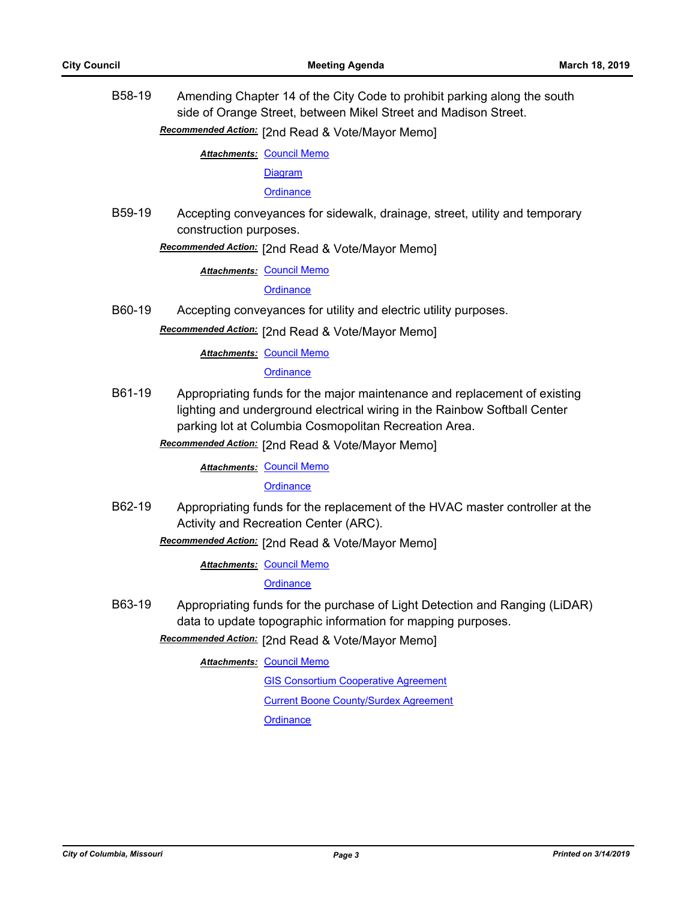B58-19 Amending Chapter 14 of the City Code to prohibit parking along the south side of Orange Street, between Mikel Street and Madison Street.

***Recommended Action:*** [2nd Read & Vote/Mayor Memo]

***Attachments:*** Council Memo
Diagram
Ordinance

B59-19 Accepting conveyances for sidewalk, drainage, street, utility and temporary construction purposes.

***Recommended Action:*** [2nd Read & Vote/Mayor Memo]

***Attachments:*** Council Memo
Ordinance

B60-19 Accepting conveyances for utility and electric utility purposes.

***Recommended Action:*** [2nd Read & Vote/Mayor Memo]

***Attachments:*** Council Memo
Ordinance

B61-19 Appropriating funds for the major maintenance and replacement of existing lighting and underground electrical wiring in the Rainbow Softball Center parking lot at Columbia Cosmopolitan Recreation Area.

***Recommended Action:*** [2nd Read & Vote/Mayor Memo]

***Attachments:*** Council Memo
Ordinance

B62-19 Appropriating funds for the replacement of the HVAC master controller at the Activity and Recreation Center (ARC).

***Recommended Action:*** [2nd Read & Vote/Mayor Memo]

***Attachments:*** Council Memo
Ordinance

B63-19 Appropriating funds for the purchase of Light Detection and Ranging (LiDAR) data to update topographic information for mapping purposes.

***Recommended Action:*** [2nd Read & Vote/Mayor Memo]

***Attachments:*** Council Memo
GIS Consortium Cooperative Agreement
Current Boone County/Surdex Agreement
Ordinance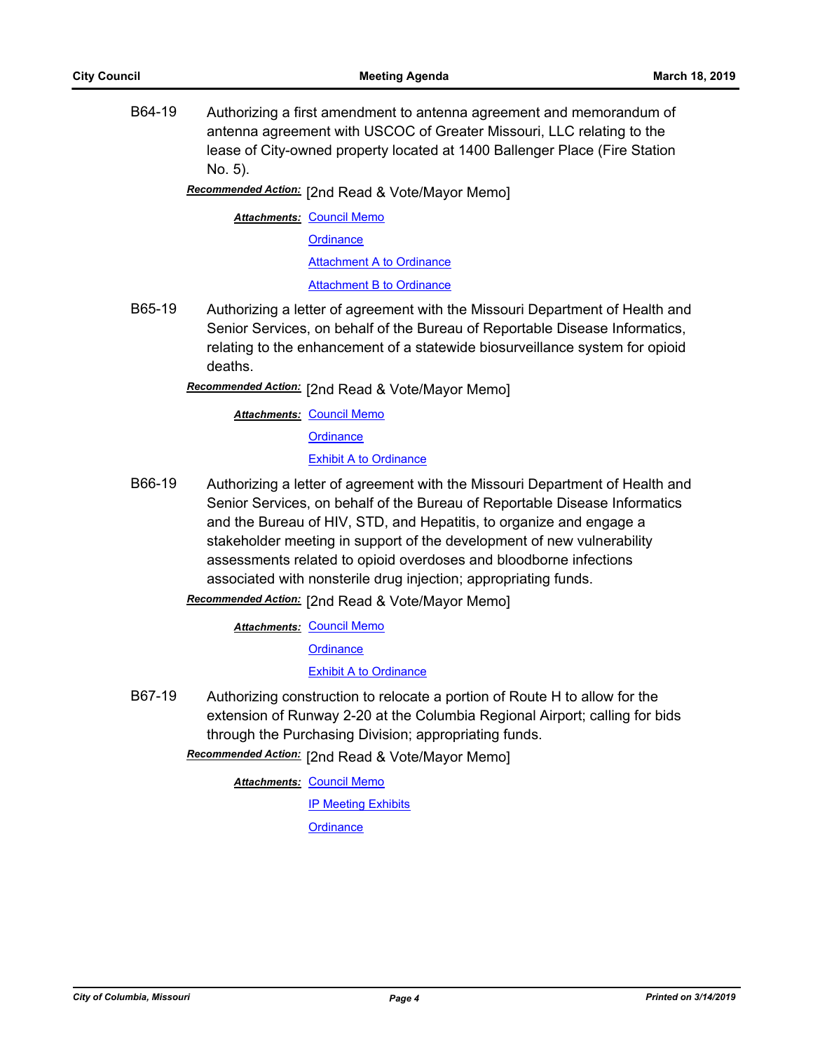B64-19 Authorizing a first amendment to antenna agreement and memorandum of antenna agreement with USCOC of Greater Missouri, LLC relating to the lease of City-owned property located at 1400 Ballenger Place (Fire Station No. 5).

***Recommended Action:*** [2nd Read & Vote/Mayor Memo]

***Attachments:*** Council Memo
Ordinance
Attachment A to Ordinance
Attachment B to Ordinance

B65-19 Authorizing a letter of agreement with the Missouri Department of Health and Senior Services, on behalf of the Bureau of Reportable Disease Informatics, relating to the enhancement of a statewide biosurveillance system for opioid deaths.

***Recommended Action:*** [2nd Read & Vote/Mayor Memo]

***Attachments:*** Council Memo
Ordinance
Exhibit A to Ordinance

B66-19 Authorizing a letter of agreement with the Missouri Department of Health and Senior Services, on behalf of the Bureau of Reportable Disease Informatics and the Bureau of HIV, STD, and Hepatitis, to organize and engage a stakeholder meeting in support of the development of new vulnerability assessments related to opioid overdoses and bloodborne infections associated with nonsterile drug injection; appropriating funds.

***Recommended Action:*** [2nd Read & Vote/Mayor Memo]

***Attachments:*** Council Memo
Ordinance
Exhibit A to Ordinance

B67-19 Authorizing construction to relocate a portion of Route H to allow for the extension of Runway 2-20 at the Columbia Regional Airport; calling for bids through the Purchasing Division; appropriating funds.

***Recommended Action:*** [2nd Read & Vote/Mayor Memo]

***Attachments:*** Council Memo
IP Meeting Exhibits
Ordinance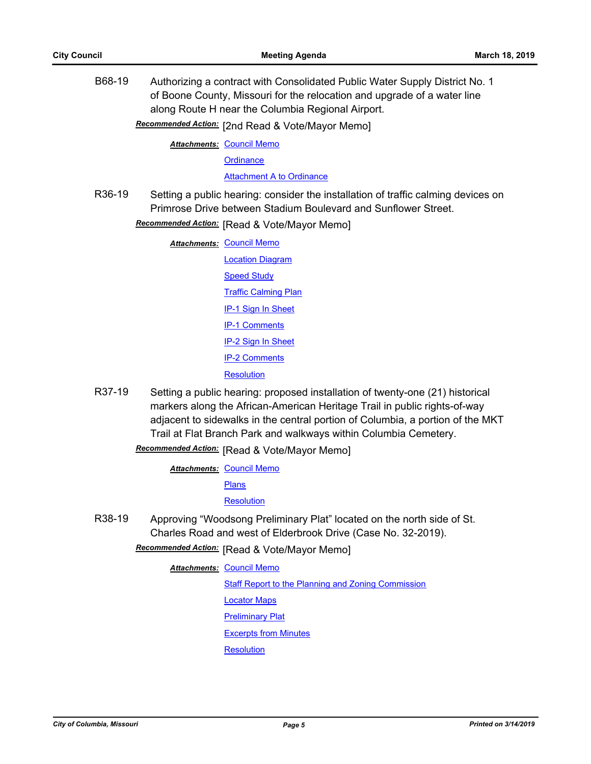**B68-19** Authorizing a contract with Consolidated Public Water Supply District No. 1 of Boone County, Missouri for the relocation and upgrade of a water line along Route H near the Columbia Regional Airport.

***Recommended Action:*** [2nd Read & Vote/Mayor Memo]

***Attachments:*** Council Memo
Ordinance
Attachment A to Ordinance

**R36-19** Setting a public hearing: consider the installation of traffic calming devices on Primrose Drive between Stadium Boulevard and Sunflower Street.

***Recommended Action:*** [Read & Vote/Mayor Memo]

***Attachments:*** Council Memo
Location Diagram
Speed Study
Traffic Calming Plan
IP-1 Sign In Sheet
IP-1 Comments
IP-2 Sign In Sheet
IP-2 Comments
Resolution

**R37-19** Setting a public hearing: proposed installation of twenty-one (21) historical markers along the African-American Heritage Trail in public rights-of-way adjacent to sidewalks in the central portion of Columbia, a portion of the MKT Trail at Flat Branch Park and walkways within Columbia Cemetery.

***Recommended Action:*** [Read & Vote/Mayor Memo]

***Attachments:*** Council Memo
Plans
Resolution

**R38-19** Approving "Woodsong Preliminary Plat" located on the north side of St. Charles Road and west of Elderbrook Drive (Case No. 32-2019).

***Recommended Action:*** [Read & Vote/Mayor Memo]

***Attachments:*** Council Memo
Staff Report to the Planning and Zoning Commission
Locator Maps
Preliminary Plat
Excerpts from Minutes
Resolution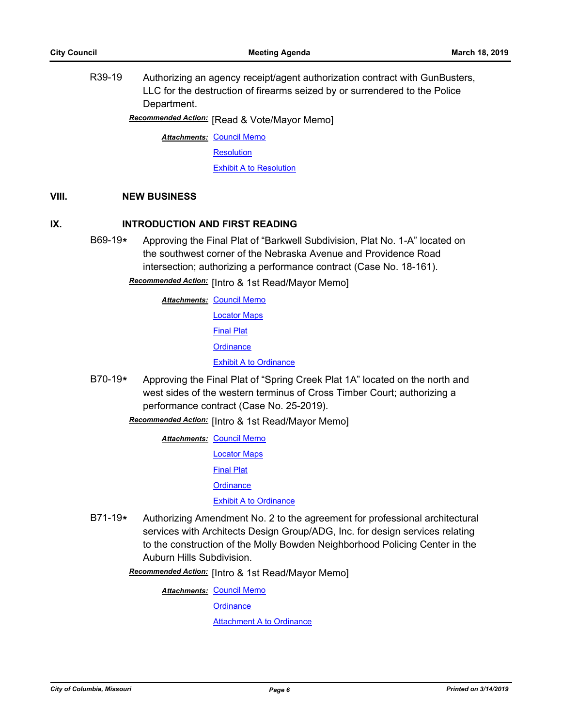R39-19 Authorizing an agency receipt/agent authorization contract with GunBusters, LLC for the destruction of firearms seized by or surrendered to the Police Department.

***Recommended Action:*** [Read & Vote/Mayor Memo]

***Attachments:*** Council Memo
Resolution
Exhibit A to Resolution

## VIII. NEW BUSINESS

## IX. INTRODUCTION AND FIRST READING

B69-19* Approving the Final Plat of "Barkwell Subdivision, Plat No. 1-A" located on the southwest corner of the Nebraska Avenue and Providence Road intersection; authorizing a performance contract (Case No. 18-161).

***Recommended Action:*** [Intro & 1st Read/Mayor Memo]

***Attachments:*** Council Memo
Locator Maps
Final Plat
Ordinance
Exhibit A to Ordinance

B70-19* Approving the Final Plat of "Spring Creek Plat 1A" located on the north and west sides of the western terminus of Cross Timber Court; authorizing a performance contract (Case No. 25-2019).

***Recommended Action:*** [Intro & 1st Read/Mayor Memo]

***Attachments:*** Council Memo
Locator Maps
Final Plat
Ordinance
Exhibit A to Ordinance

B71-19* Authorizing Amendment No. 2 to the agreement for professional architectural services with Architects Design Group/ADG, Inc. for design services relating to the construction of the Molly Bowden Neighborhood Policing Center in the Auburn Hills Subdivision.

***Recommended Action:*** [Intro & 1st Read/Mayor Memo]

***Attachments:*** Council Memo
Ordinance
Attachment A to Ordinance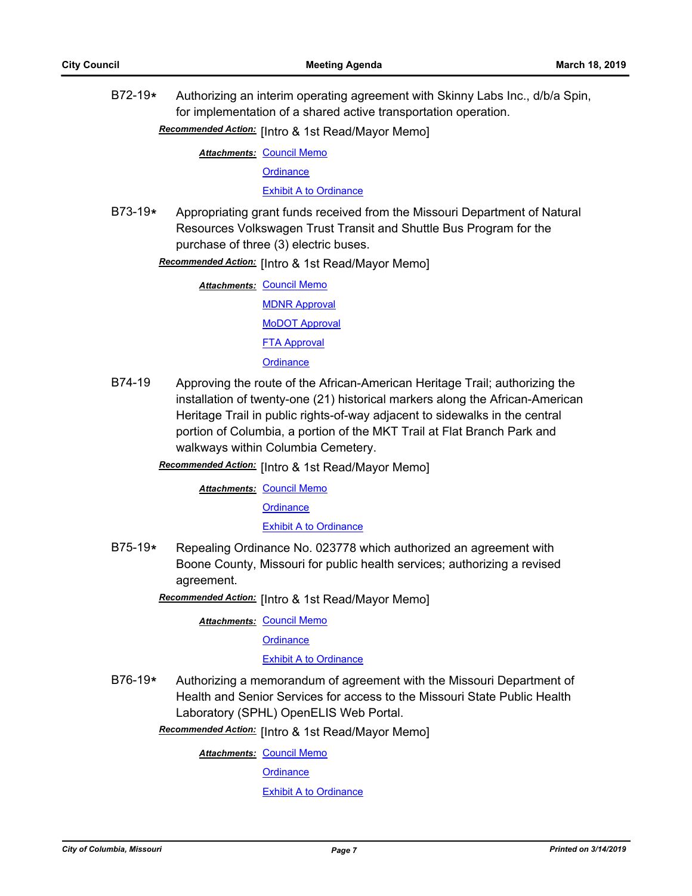B72-19* Authorizing an interim operating agreement with Skinny Labs Inc., d/b/a Spin, for implementation of a shared active transportation operation.

***Recommended Action:*** [Intro & 1st Read/Mayor Memo]

***Attachments:*** Council Memo
Ordinance
Exhibit A to Ordinance

B73-19* Appropriating grant funds received from the Missouri Department of Natural Resources Volkswagen Trust Transit and Shuttle Bus Program for the purchase of three (3) electric buses.

***Recommended Action:*** [Intro & 1st Read/Mayor Memo]

***Attachments:*** Council Memo
MDNR Approval
MoDOT Approval
FTA Approval
Ordinance

B74-19 Approving the route of the African-American Heritage Trail; authorizing the installation of twenty-one (21) historical markers along the African-American Heritage Trail in public rights-of-way adjacent to sidewalks in the central portion of Columbia, a portion of the MKT Trail at Flat Branch Park and walkways within Columbia Cemetery.

***Recommended Action:*** [Intro & 1st Read/Mayor Memo]

***Attachments:*** Council Memo
Ordinance
Exhibit A to Ordinance

B75-19* Repealing Ordinance No. 023778 which authorized an agreement with Boone County, Missouri for public health services; authorizing a revised agreement.

***Recommended Action:*** [Intro & 1st Read/Mayor Memo]

***Attachments:*** Council Memo
Ordinance
Exhibit A to Ordinance

B76-19* Authorizing a memorandum of agreement with the Missouri Department of Health and Senior Services for access to the Missouri State Public Health Laboratory (SPHL) OpenELIS Web Portal.

***Recommended Action:*** [Intro & 1st Read/Mayor Memo]

***Attachments:*** Council Memo
Ordinance
Exhibit A to Ordinance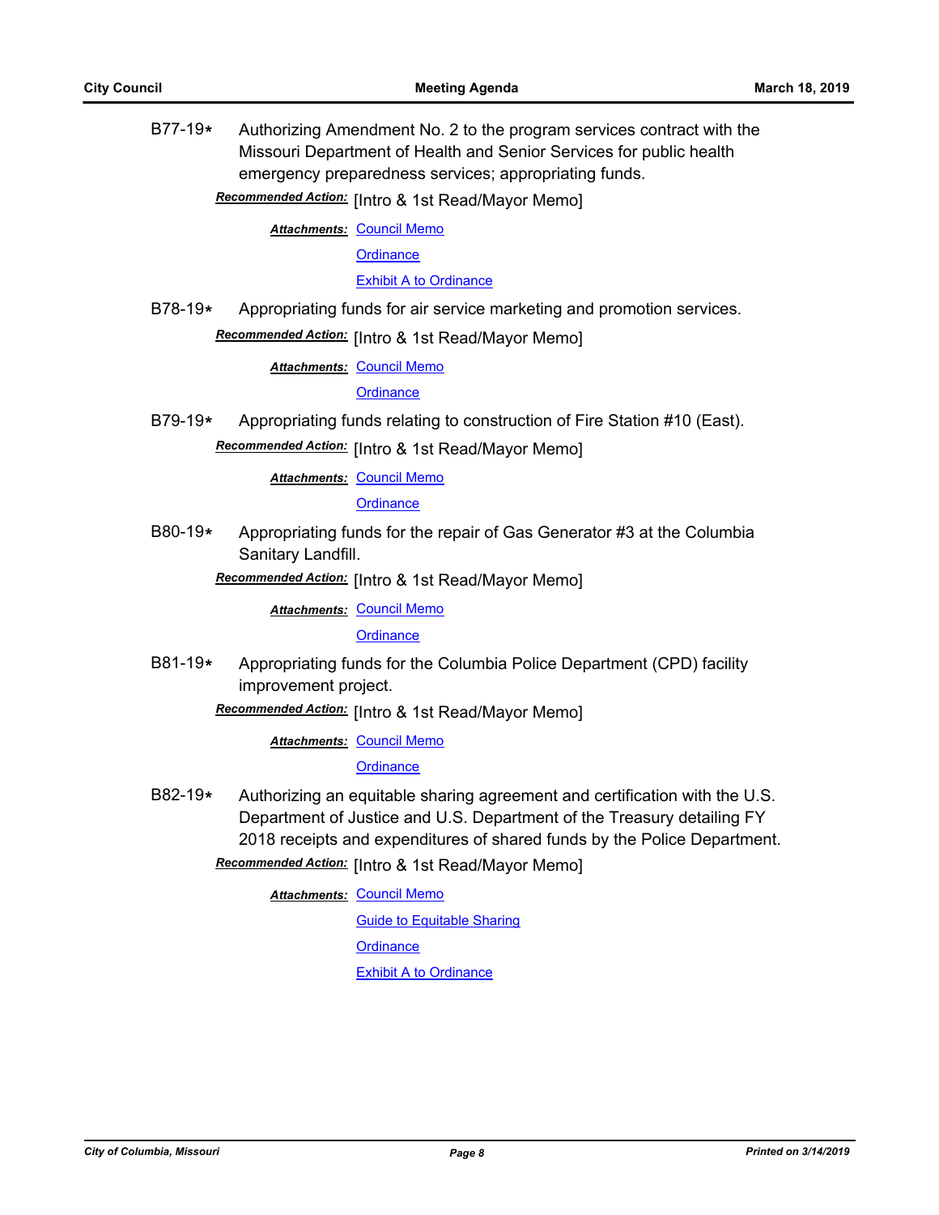B77-19* Authorizing Amendment No. 2 to the program services contract with the Missouri Department of Health and Senior Services for public health emergency preparedness services; appropriating funds.

***Recommended Action:*** [Intro & 1st Read/Mayor Memo]

***Attachments:*** Council Memo
Ordinance
Exhibit A to Ordinance

B78-19* Appropriating funds for air service marketing and promotion services.

***Recommended Action:*** [Intro & 1st Read/Mayor Memo]

***Attachments:*** Council Memo
Ordinance

B79-19* Appropriating funds relating to construction of Fire Station #10 (East).

***Recommended Action:*** [Intro & 1st Read/Mayor Memo]

***Attachments:*** Council Memo
Ordinance

B80-19* Appropriating funds for the repair of Gas Generator #3 at the Columbia Sanitary Landfill.

***Recommended Action:*** [Intro & 1st Read/Mayor Memo]

***Attachments:*** Council Memo
Ordinance

B81-19* Appropriating funds for the Columbia Police Department (CPD) facility improvement project.

***Recommended Action:*** [Intro & 1st Read/Mayor Memo]

***Attachments:*** Council Memo
Ordinance

B82-19* Authorizing an equitable sharing agreement and certification with the U.S. Department of Justice and U.S. Department of the Treasury detailing FY 2018 receipts and expenditures of shared funds by the Police Department.

***Recommended Action:*** [Intro & 1st Read/Mayor Memo]

***Attachments:*** Council Memo
Guide to Equitable Sharing
Ordinance
Exhibit A to Ordinance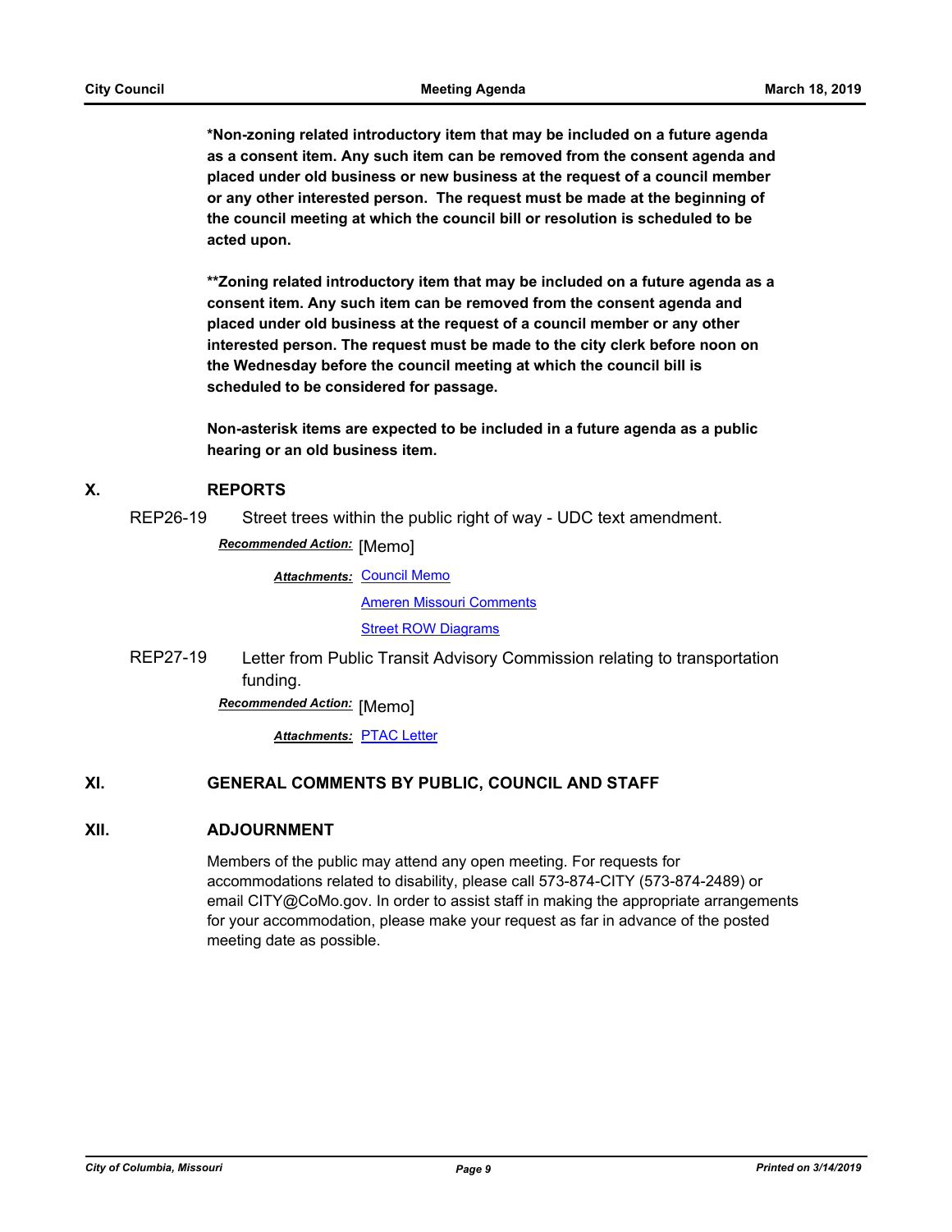**\*Non-zoning related introductory item that may be included on a future agenda as a consent item. Any such item can be removed from the consent agenda and placed under old business or new business at the request of a council member or any other interested person. The request must be made at the beginning of the council meeting at which the council bill or resolution is scheduled to be acted upon.**

**\*\*Zoning related introductory item that may be included on a future agenda as a consent item. Any such item can be removed from the consent agenda and placed under old business at the request of a council member or any other interested person. The request must be made to the city clerk before noon on the Wednesday before the council meeting at which the council bill is scheduled to be considered for passage.**

**Non-asterisk items are expected to be included in a future agenda as a public hearing or an old business item.**

## X. REPORTS

REP26-19 Street trees within the public right of way - UDC text amendment.

***Recommended Action:*** [Memo]

***Attachments:*** Council Memo

Ameren Missouri Comments

Street ROW Diagrams

REP27-19 Letter from Public Transit Advisory Commission relating to transportation funding.

***Recommended Action:*** [Memo]

***Attachments:*** PTAC Letter

## XI. GENERAL COMMENTS BY PUBLIC, COUNCIL AND STAFF

## XII. ADJOURNMENT

Members of the public may attend any open meeting. For requests for accommodations related to disability, please call 573-874-CITY (573-874-2489) or email CITY@CoMo.gov. In order to assist staff in making the appropriate arrangements for your accommodation, please make your request as far in advance of the posted meeting date as possible.